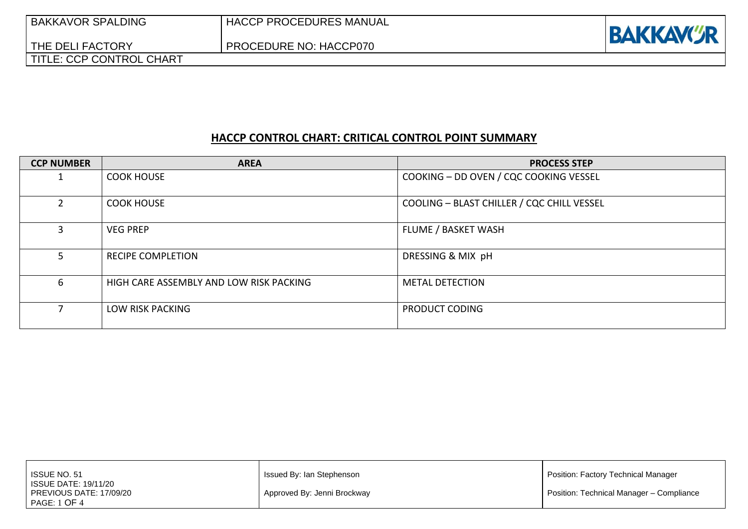## HACCP CONTROL CHART: CRITICAL CONTROL POINT SUMMARY

| CCP NUMBER | AREA | PROCESS STEP |
|---|---|---|
| 1 | COOK HOUSE | COOKING – DD OVEN / CQC COOKING VESSEL |
| 2 | COOK HOUSE | COOLING – BLAST CHILLER / CQC CHILL VESSEL |
| 3 | VEG PREP | FLUME / BASKET WASH |
| 5 | RECIPE COMPLETION | DRESSING & MIX pH |
| 6 | HIGH CARE ASSEMBLY AND LOW RISK PACKING | METAL DETECTION |
| 7 | LOW RISK PACKING | PRODUCT CODING |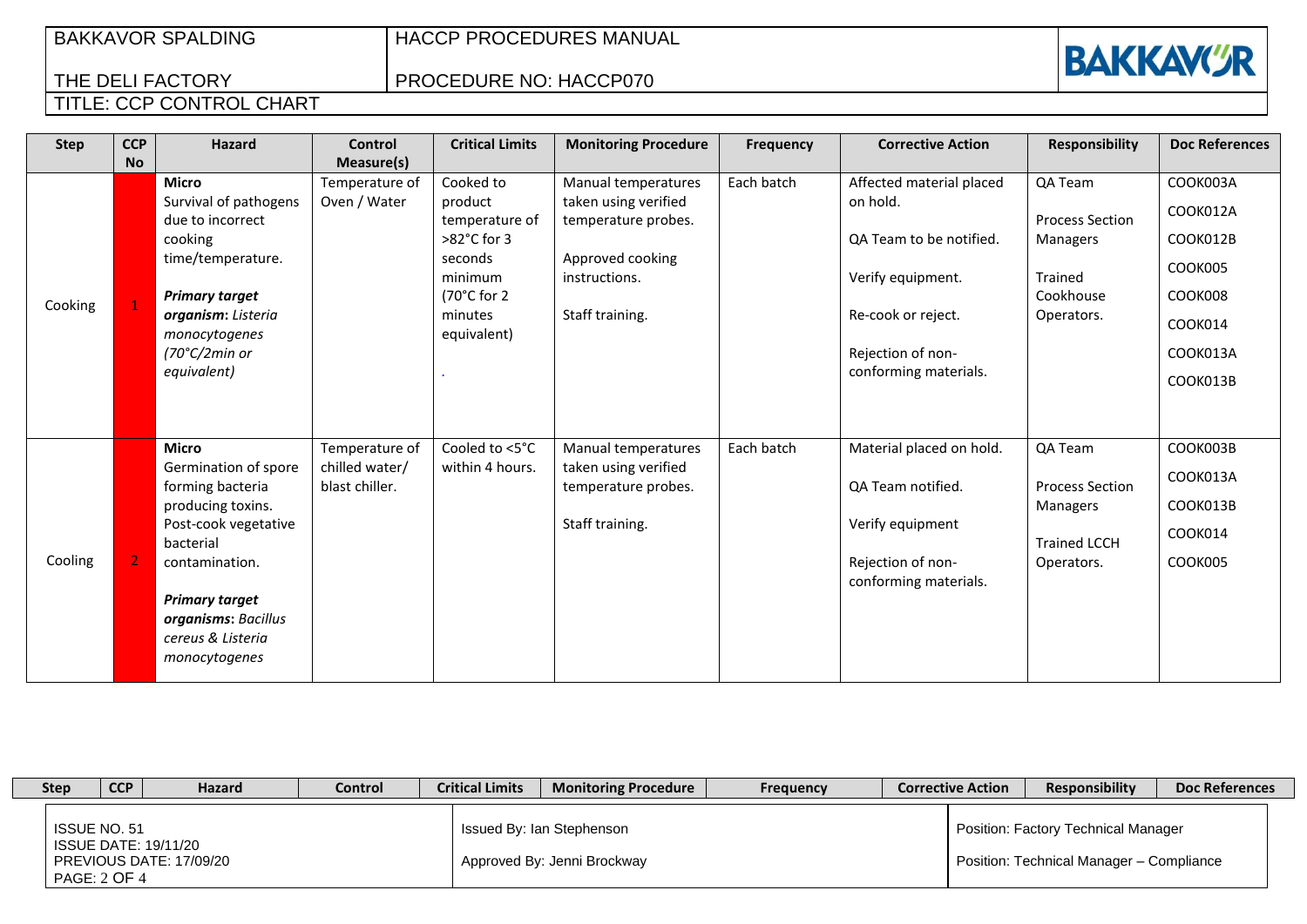# TITLE: CCP CONTROL CHART

| Step | CCP No | Hazard | Control Measure(s) | Critical Limits | Monitoring Procedure | Frequency | Corrective Action | Responsibility | Doc References |
|---|---|---|---|---|---|---|---|---|---|
| Cooking | 1 | **Micro**<br>Survival of pathogens due to incorrect cooking time/temperature.<br><br>***Primary target organism:*** *Listeria monocytogenes (70°C/2min or equivalent)* | Temperature of Oven / Water | Cooked to product temperature of >82°C for 3 seconds minimum (70°C for 2 minutes equivalent)<br><br>. | Manual temperatures taken using verified temperature probes.<br><br>Approved cooking instructions.<br><br>Staff training. | Each batch | Affected material placed on hold.<br><br>QA Team to be notified.<br><br>Verify equipment.<br><br>Re-cook or reject.<br><br>Rejection of non-conforming materials. | QA Team<br><br>Process Section Managers<br><br>Trained Cookhouse Operators. | COOK003A<br>COOK012A<br>COOK012B<br>COOK005<br>COOK008<br>COOK014<br>COOK013A<br>COOK013B |
| Cooling | 2 | **Micro**<br>Germination of spore forming bacteria producing toxins.<br>Post-cook vegetative bacterial contamination.<br><br>***Primary target organisms:*** *Bacillus cereus & Listeria monocytogenes* | Temperature of chilled water/ blast chiller. | Cooled to <5°C within 4 hours. | Manual temperatures taken using verified temperature probes.<br><br>Staff training. | Each batch | Material placed on hold.<br><br>QA Team notified.<br><br>Verify equipment<br><br>Rejection of non-conforming materials. | QA Team<br><br>Process Section Managers<br><br>Trained LCCH Operators. | COOK003B<br>COOK013A<br>COOK013B<br>COOK014<br>COOK005 |

| Step | CCP | Hazard | Control | Critical Limits | Monitoring Procedure | Frequency | Corrective Action | Responsibility | Doc References |
|---|---|---|---|---|---|---|---|---|---|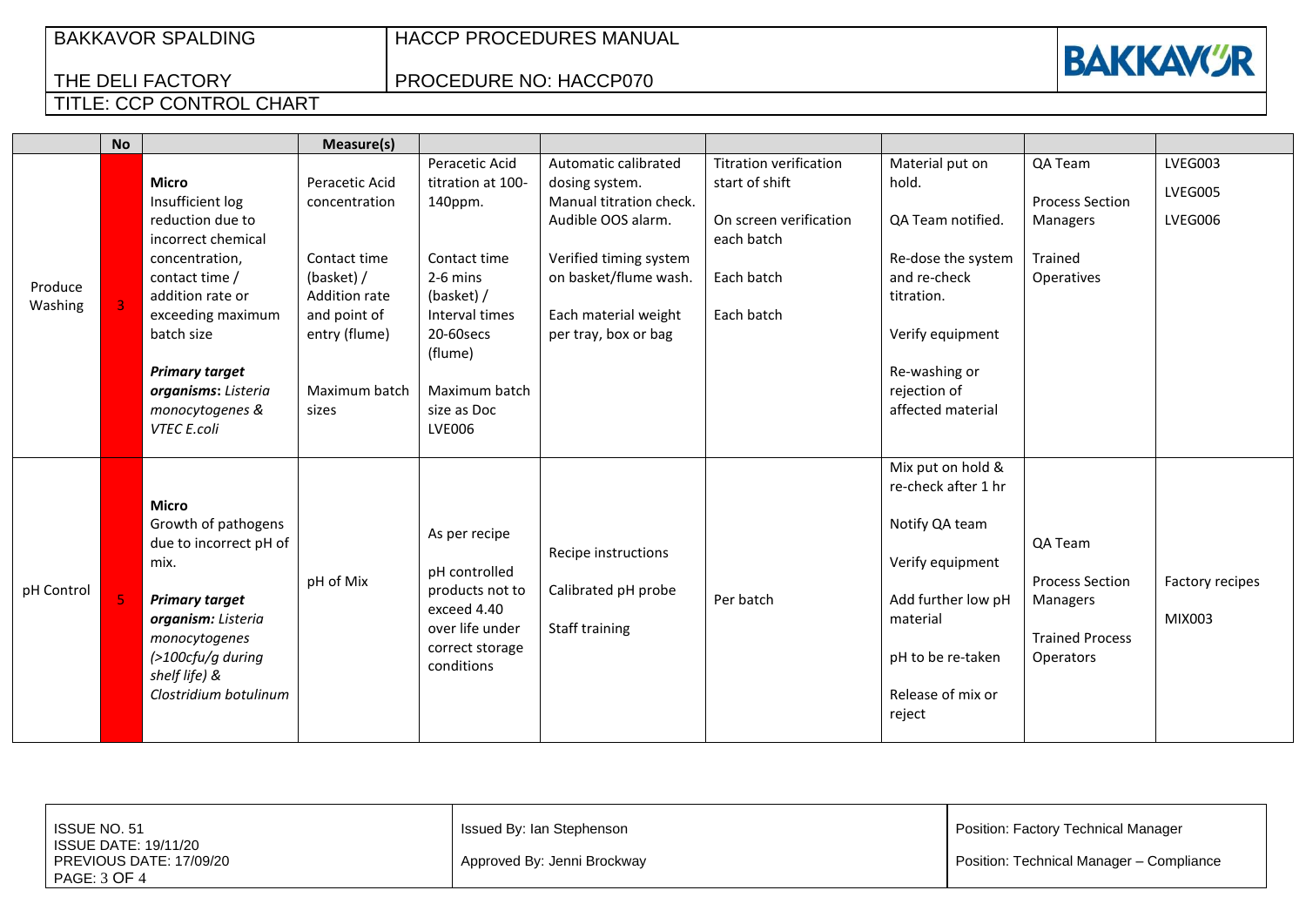BAKKAVOR SPALDING — HACCP PROCEDURES MANUAL

THE DELI FACTORY — PROCEDURE NO: HACCP070

TITLE: CCP CONTROL CHART

| | No | | Measure(s) | | | | | | |
|---|---|---|---|---|---|---|---|---|---|
| Produce Washing | 3 | **Micro**<br>Insufficient log reduction due to incorrect chemical concentration, contact time / addition rate or exceeding maximum batch size<br><br>***Primary target organisms:*** *Listeria monocytogenes & VTEC E.coli* | Peracetic Acid concentration<br><br>Contact time (basket) / Addition rate and point of entry (flume)<br><br>Maximum batch sizes | Peracetic Acid titration at 100-140ppm.<br><br>Contact time 2-6 mins (basket) / Interval times 20-60secs (flume)<br><br>Maximum batch size as Doc LVE006 | Automatic calibrated dosing system.<br>Manual titration check.<br>Audible OOS alarm.<br><br>Verified timing system on basket/flume wash.<br><br>Each material weight per tray, box or bag | Titration verification start of shift<br><br>On screen verification each batch<br><br>Each batch<br><br>Each batch | Material put on hold.<br><br>QA Team notified.<br><br>Re-dose the system and re-check titration.<br><br>Verify equipment<br><br>Re-washing or rejection of affected material | QA Team<br><br>Process Section Managers<br><br>Trained Operatives | LVEG003<br>LVEG005<br>LVEG006 |
| pH Control | 5 | **Micro**<br>Growth of pathogens due to incorrect pH of mix.<br><br>***Primary target organism:*** *Listeria monocytogenes (>100cfu/g during shelf life) & Clostridium botulinum* | pH of Mix | As per recipe<br><br>pH controlled products not to exceed 4.40 over life under correct storage conditions | Recipe instructions<br><br>Calibrated pH probe<br><br>Staff training | Per batch | Mix put on hold & re-check after 1 hr<br><br>Notify QA team<br><br>Verify equipment<br><br>Add further low pH material<br><br>pH to be re-taken<br><br>Release of mix or reject | QA Team<br><br>Process Section Managers<br><br>Trained Process Operators | Factory recipes<br><br>MIX003 |

| | | |
|---|---|---|
| ISSUE NO. 51<br>ISSUE DATE: 19/11/20<br>PREVIOUS DATE: 17/09/20 | Issued By: Ian Stephenson<br><br>Approved By: Jenni Brockway | Position: Factory Technical Manager<br><br>Position: Technical Manager – Compliance |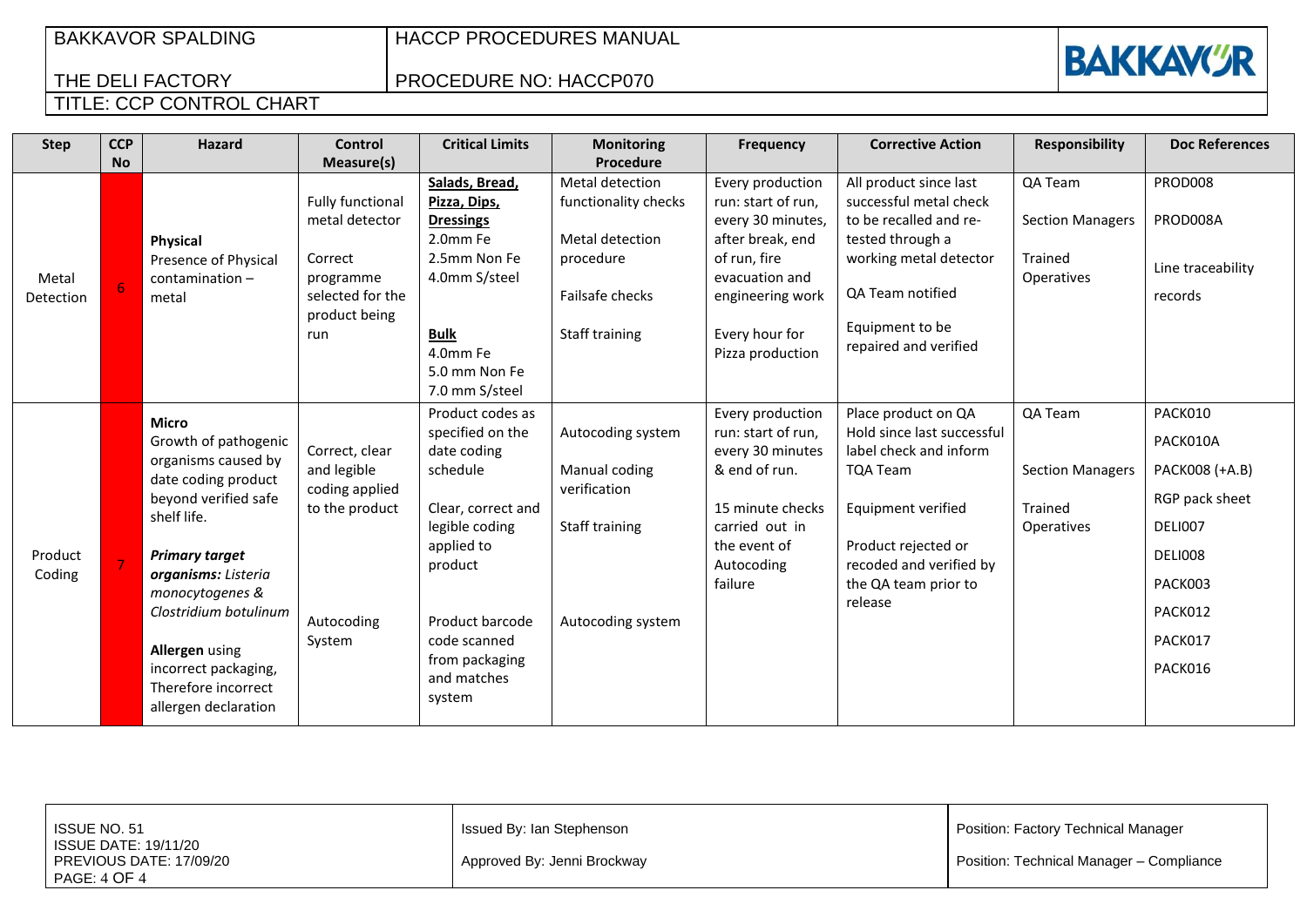TITLE: CCP CONTROL CHART

| Step | CCP No | Hazard | Control Measure(s) | Critical Limits | Monitoring Procedure | Frequency | Corrective Action | Responsibility | Doc References |
|---|---|---|---|---|---|---|---|---|---|
| Metal Detection | 6 | **Physical**<br>Presence of Physical contamination – metal | Fully functional metal detector<br><br>Correct programme selected for the product being run | **Salads, Bread, Pizza, Dips, Dressings**<br>2.0mm Fe<br>2.5mm Non Fe<br>4.0mm S/steel<br><br>**Bulk**<br>4.0mm Fe<br>5.0 mm Non Fe<br>7.0 mm S/steel | Metal detection functionality checks<br><br>Metal detection procedure<br><br>Failsafe checks<br><br>Staff training | Every production run: start of run, every 30 minutes, after break, end of run, fire evacuation and engineering work<br><br>Every hour for Pizza production | All product since last successful metal check to be recalled and re-tested through a working metal detector<br><br>QA Team notified<br><br>Equipment to be repaired and verified | QA Team<br><br>Section Managers<br><br>Trained Operatives | PROD008<br><br>PROD008A<br><br>Line traceability records |
| Product Coding | 7 | **Micro**<br>Growth of pathogenic organisms caused by date coding product beyond verified safe shelf life.<br><br>***Primary target organisms:*** *Listeria monocytogenes & Clostridium botulinum*<br><br>**Allergen** using incorrect packaging, Therefore incorrect allergen declaration | Correct, clear and legible coding applied to the product<br><br>Autocoding System | Product codes as specified on the date coding schedule<br><br>Clear, correct and legible coding applied to product<br><br>Product barcode code scanned from packaging and matches system | Autocoding system<br><br>Manual coding verification<br><br>Staff training<br><br>Autocoding system | Every production run: start of run, every 30 minutes & end of run.<br><br>15 minute checks carried out in the event of Autocoding failure | Place product on QA Hold since last successful label check and inform TQA Team<br><br>Equipment verified<br><br>Product rejected or recoded and verified by the QA team prior to release | QA Team<br><br>Section Managers<br><br>Trained Operatives | PACK010<br>PACK010A<br>PACK008 (+A.B)<br>RGP pack sheet<br>DELI007<br>DELI008<br>PACK003<br>PACK012<br>PACK017<br>PACK016 |